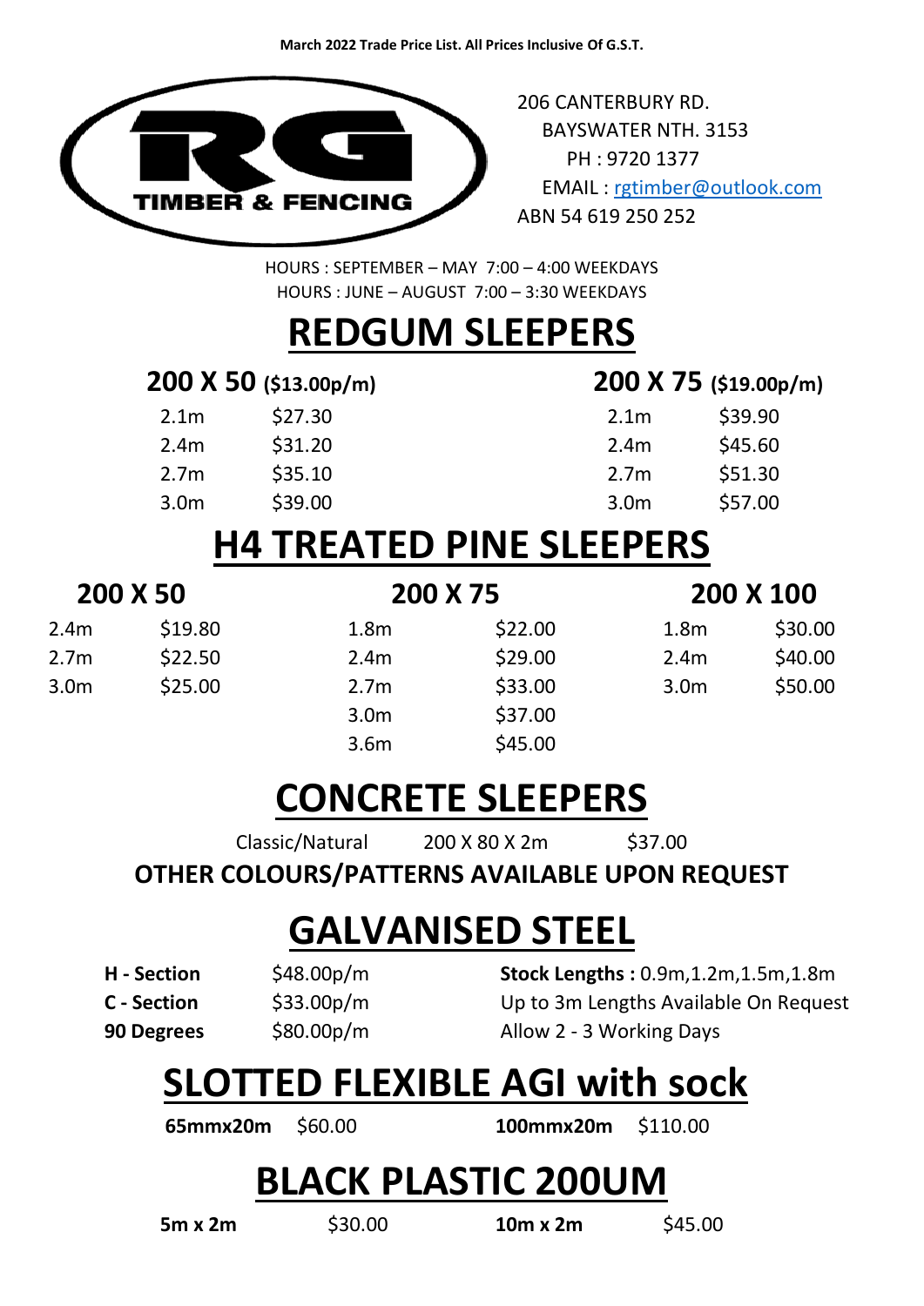**March 2022 Trade Price List. All Prices Inclusive Of G.S.T.**

RG TIMBER & FENCING

206 CANTERBURY RD.
BAYSWATER NTH. 3153
PH : 9720 1377
EMAIL : rgtimber@outlook.com
ABN 54 619 250 252

HOURS : SEPTEMBER – MAY 7:00 – 4:00 WEEKDAYS
HOURS : JUNE – AUGUST 7:00 – 3:30 WEEKDAYS

# REDGUM SLEEPERS

| 200 X 50 ($13.00p/m) | | 200 X 75 ($19.00p/m) | |
|---|---|---|---|
| 2.1m | $27.30 | 2.1m | $39.90 |
| 2.4m | $31.20 | 2.4m | $45.60 |
| 2.7m | $35.10 | 2.7m | $51.30 |
| 3.0m | $39.00 | 3.0m | $57.00 |

# H4 TREATED PINE SLEEPERS

| 200 X 50 | | 200 X 75 | | 200 X 100 | |
|---|---|---|---|---|---|
| 2.4m | $19.80 | 1.8m | $22.00 | 1.8m | $30.00 |
| 2.7m | $22.50 | 2.4m | $29.00 | 2.4m | $40.00 |
| 3.0m | $25.00 | 2.7m | $33.00 | 3.0m | $50.00 |
| | | 3.0m | $37.00 | | |
| | | 3.6m | $45.00 | | |

# CONCRETE SLEEPERS

| Classic/Natural | 200 X 80 X 2m | $37.00 |
|---|---|---|

**OTHER COLOURS/PATTERNS AVAILABLE UPON REQUEST**

# GALVANISED STEEL

| | | |
|---|---|---|
| **H - Section** | $48.00p/m | **Stock Lengths :** 0.9m,1.2m,1.5m,1.8m |
| **C - Section** | $33.00p/m | Up to 3m Lengths Available On Request |
| **90 Degrees** | $80.00p/m | Allow 2 - 3 Working Days |

# SLOTTED FLEXIBLE AGI with sock

| | | | |
|---|---|---|---|
| **65mmx20m** | $60.00 | **100mmx20m** | $110.00 |

# BLACK PLASTIC 200UM

| | | | |
|---|---|---|---|
| **5m x 2m** | $30.00 | **10m x 2m** | $45.00 |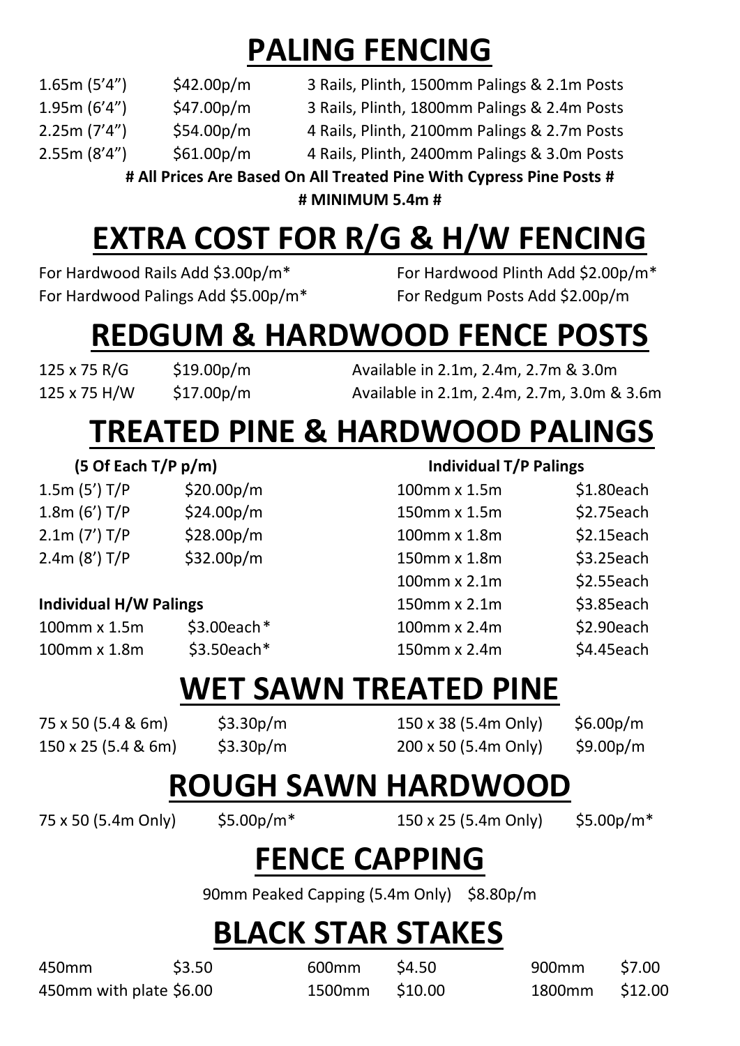# PALING FENCING

| | | |
|---|---|---|
| 1.65m (5'4") | $42.00p/m | 3 Rails, Plinth, 1500mm Palings & 2.1m Posts |
| 1.95m (6'4") | $47.00p/m | 3 Rails, Plinth, 1800mm Palings & 2.4m Posts |
| 2.25m (7'4") | $54.00p/m | 4 Rails, Plinth, 2100mm Palings & 2.7m Posts |
| 2.55m (8'4") | $61.00p/m | 4 Rails, Plinth, 2400mm Palings & 3.0m Posts |

**# All Prices Are Based On All Treated Pine With Cypress Pine Posts #**

**# MINIMUM 5.4m #**

# EXTRA COST FOR R/G & H/W FENCING

For Hardwood Rails Add $3.00p/m*

For Hardwood Plinth Add $2.00p/m*

For Hardwood Palings Add $5.00p/m*

For Redgum Posts Add $2.00p/m

# REDGUM & HARDWOOD FENCE POSTS

| | | |
|---|---|---|
| 125 x 75 R/G | $19.00p/m | Available in 2.1m, 2.4m, 2.7m & 3.0m |
| 125 x 75 H/W | $17.00p/m | Available in 2.1m, 2.4m, 2.7m, 3.0m & 3.6m |

# TREATED PINE & HARDWOOD PALINGS

**(5 Of Each T/P p/m)**

| | |
|---|---|
| 1.5m (5') T/P | $20.00p/m |
| 1.8m (6') T/P | $24.00p/m |
| 2.1m (7') T/P | $28.00p/m |
| 2.4m (8') T/P | $32.00p/m |

**Individual H/W Palings**

| | |
|---|---|
| 100mm x 1.5m | $3.00each* |
| 100mm x 1.8m | $3.50each* |

**Individual T/P Palings**

| | |
|---|---|
| 100mm x 1.5m | $1.80each |
| 150mm x 1.5m | $2.75each |
| 100mm x 1.8m | $2.15each |
| 150mm x 1.8m | $3.25each |
| 100mm x 2.1m | $2.55each |
| 150mm x 2.1m | $3.85each |
| 100mm x 2.4m | $2.90each |
| 150mm x 2.4m | $4.45each |

# WET SAWN TREATED PINE

| | | | |
|---|---|---|---|
| 75 x 50 (5.4 & 6m) | $3.30p/m | 150 x 38 (5.4m Only) | $6.00p/m |
| 150 x 25 (5.4 & 6m) | $3.30p/m | 200 x 50 (5.4m Only) | $9.00p/m |

# ROUGH SAWN HARDWOOD

| | | | |
|---|---|---|---|
| 75 x 50 (5.4m Only) | $5.00p/m* | 150 x 25 (5.4m Only) | $5.00p/m* |

# FENCE CAPPING

90mm Peaked Capping (5.4m Only) $8.80p/m

# BLACK STAR STAKES

| | | | | | |
|---|---|---|---|---|---|
| 450mm | $3.50 | 600mm | $4.50 | 900mm | $7.00 |
| 450mm with plate | $6.00 | 1500mm | $10.00 | 1800mm | $12.00 |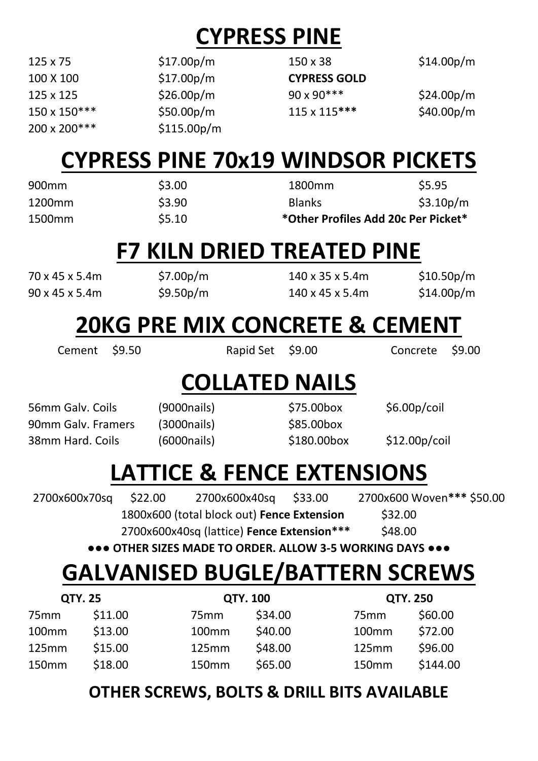# CYPRESS PINE

| | | | |
|---|---|---|---|
| 125 x 75 | $17.00p/m | 150 x 38 | $14.00p/m |
| 100 X 100 | $17.00p/m | **CYPRESS GOLD** | |
| 125 x 125 | $26.00p/m | 90 x 90*** | $24.00p/m |
| 150 x 150*** | $50.00p/m | 115 x 115*** | $40.00p/m |
| 200 x 200*** | $115.00p/m | | |

# CYPRESS PINE 70x19 WINDSOR PICKETS

| | | | |
|---|---|---|---|
| 900mm | $3.00 | 1800mm | $5.95 |
| 1200mm | $3.90 | Blanks | $3.10p/m |
| 1500mm | $5.10 | **\*Other Profiles Add 20c Per Picket\*** | |

# F7 KILN DRIED TREATED PINE

| | | | |
|---|---|---|---|
| 70 x 45 x 5.4m | $7.00p/m | 140 x 35 x 5.4m | $10.50p/m |
| 90 x 45 x 5.4m | $9.50p/m | 140 x 45 x 5.4m | $14.00p/m |

# 20KG PRE MIX CONCRETE & CEMENT

Cement $9.50 Rapid Set $9.00 Concrete $9.00

# COLLATED NAILS

| | | | |
|---|---|---|---|
| 56mm Galv. Coils | (9000nails) | $75.00box | $6.00p/coil |
| 90mm Galv. Framers | (3000nails) | $85.00box | |
| 38mm Hard. Coils | (6000nails) | $180.00box | $12.00p/coil |

# LATTICE & FENCE EXTENSIONS

2700x600x70sq $22.00 2700x600x40sq $33.00 2700x600 Woven*** $50.00

1800x600 (total block out) **Fence Extension** $32.00

2700x600x40sq (lattice) **Fence Extension*** ** $48.00

**●●● OTHER SIZES MADE TO ORDER. ALLOW 3-5 WORKING DAYS ●●●**

# GALVANISED BUGLE/BATTERN SCREWS

| **QTY. 25** | | **QTY. 100** | | **QTY. 250** | |
|---|---|---|---|---|---|
| 75mm | $11.00 | 75mm | $34.00 | 75mm | $60.00 |
| 100mm | $13.00 | 100mm | $40.00 | 100mm | $72.00 |
| 125mm | $15.00 | 125mm | $48.00 | 125mm | $96.00 |
| 150mm | $18.00 | 150mm | $65.00 | 150mm | $144.00 |

**OTHER SCREWS, BOLTS & DRILL BITS AVAILABLE**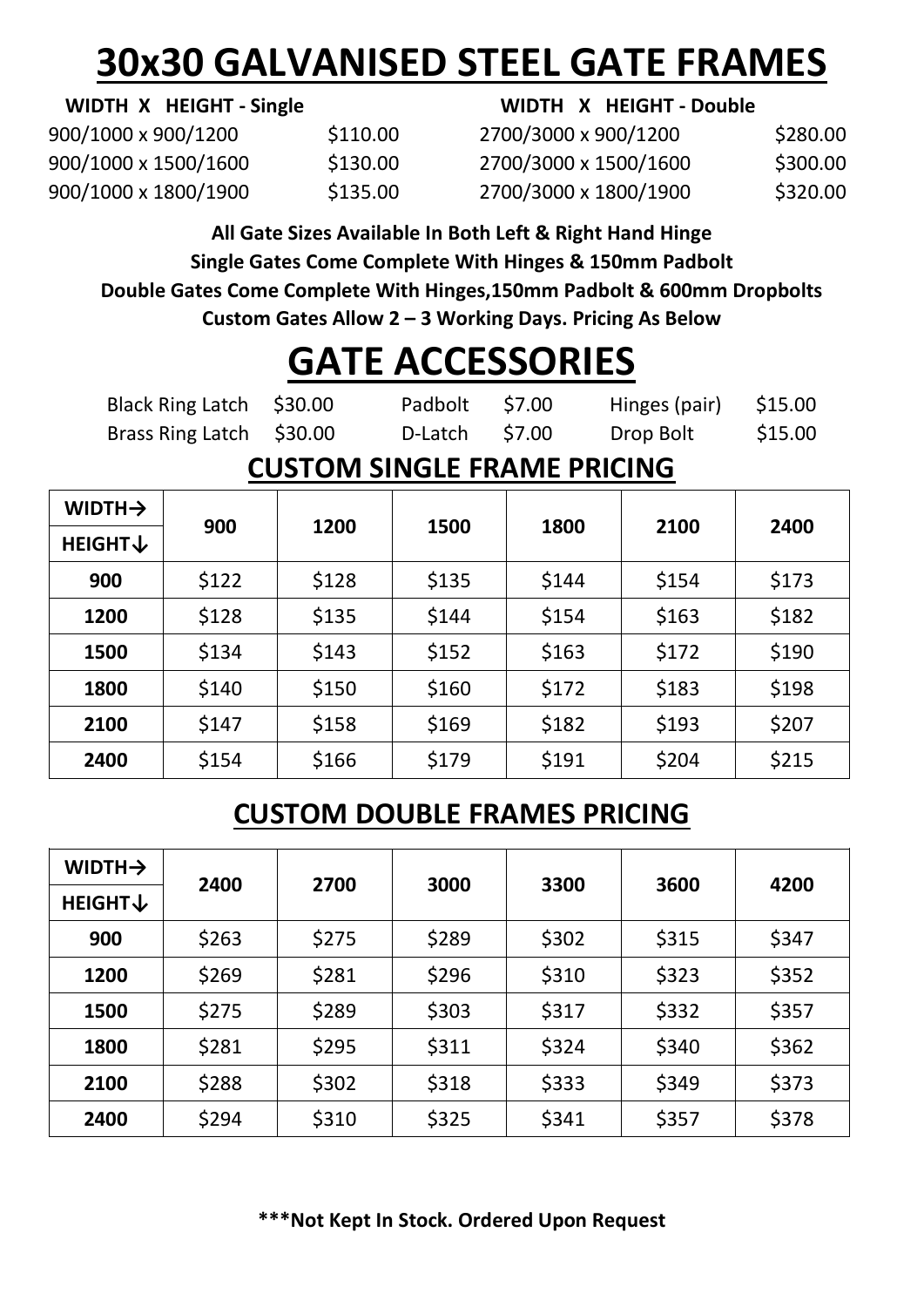# 30x30 GALVANISED STEEL GATE FRAMES

| WIDTH X HEIGHT - Single | | WIDTH X HEIGHT - Double | |
|---|---|---|---|
| 900/1000 x 900/1200 | $110.00 | 2700/3000 x 900/1200 | $280.00 |
| 900/1000 x 1500/1600 | $130.00 | 2700/3000 x 1500/1600 | $300.00 |
| 900/1000 x 1800/1900 | $135.00 | 2700/3000 x 1800/1900 | $320.00 |

**All Gate Sizes Available In Both Left & Right Hand Hinge**

**Single Gates Come Complete With Hinges & 150mm Padbolt**

**Double Gates Come Complete With Hinges,150mm Padbolt & 600mm Dropbolts**

**Custom Gates Allow 2 – 3 Working Days. Pricing As Below**

# GATE ACCESSORIES

| | | | | | |
|---|---|---|---|---|---|
| Black Ring Latch | $30.00 | Padbolt | $7.00 | Hinges (pair) | $15.00 |
| Brass Ring Latch | $30.00 | D-Latch | $7.00 | Drop Bolt | $15.00 |

## CUSTOM SINGLE FRAME PRICING

| WIDTH→ HEIGHT↓ | 900 | 1200 | 1500 | 1800 | 2100 | 2400 |
|---|---|---|---|---|---|---|
| 900 | $122 | $128 | $135 | $144 | $154 | $173 |
| 1200 | $128 | $135 | $144 | $154 | $163 | $182 |
| 1500 | $134 | $143 | $152 | $163 | $172 | $190 |
| 1800 | $140 | $150 | $160 | $172 | $183 | $198 |
| 2100 | $147 | $158 | $169 | $182 | $193 | $207 |
| 2400 | $154 | $166 | $179 | $191 | $204 | $215 |

## CUSTOM DOUBLE FRAMES PRICING

| WIDTH→ HEIGHT↓ | 2400 | 2700 | 3000 | 3300 | 3600 | 4200 |
|---|---|---|---|---|---|---|
| 900 | $263 | $275 | $289 | $302 | $315 | $347 |
| 1200 | $269 | $281 | $296 | $310 | $323 | $352 |
| 1500 | $275 | $289 | $303 | $317 | $332 | $357 |
| 1800 | $281 | $295 | $311 | $324 | $340 | $362 |
| 2100 | $288 | $302 | $318 | $333 | $349 | $373 |
| 2400 | $294 | $310 | $325 | $341 | $357 | $378 |

**\*\*\*Not Kept In Stock. Ordered Upon Request**